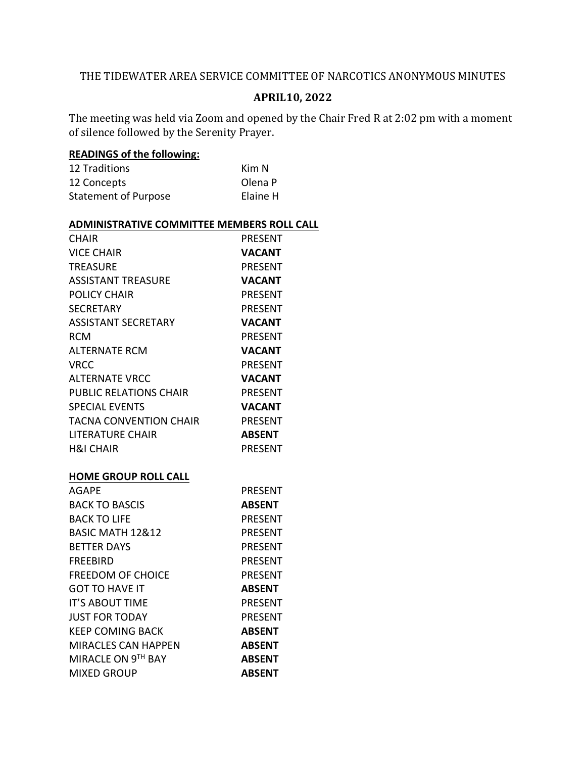THE TIDEWATER AREA SERVICE COMMITTEE OF NARCOTICS ANONYMOUS MINUTES

**APRIL10, 2022**

The meeting was held via Zoom and opened by the Chair Fred R at 2:02 pm with a moment of silence followed by the Serenity Prayer.

**READINGS of the following:**

| | |
|---|---|
| 12 Traditions | Kim N |
| 12 Concepts | Olena P |
| Statement of Purpose | Elaine H |

**ADMINISTRATIVE COMMITTEE MEMBERS ROLL CALL**

| | |
|---|---|
| CHAIR | PRESENT |
| VICE CHAIR | **VACANT** |
| TREASURE | PRESENT |
| ASSISTANT TREASURE | **VACANT** |
| POLICY CHAIR | PRESENT |
| SECRETARY | PRESENT |
| ASSISTANT SECRETARY | **VACANT** |
| RCM | PRESENT |
| ALTERNATE RCM | **VACANT** |
| VRCC | PRESENT |
| ALTERNATE VRCC | **VACANT** |
| PUBLIC RELATIONS CHAIR | PRESENT |
| SPECIAL EVENTS | **VACANT** |
| TACNA CONVENTION CHAIR | PRESENT |
| LITERATURE CHAIR | **ABSENT** |
| H&I CHAIR | PRESENT |

**HOME GROUP ROLL CALL**

| | |
|---|---|
| AGAPE | PRESENT |
| BACK TO BASCIS | **ABSENT** |
| BACK TO LIFE | PRESENT |
| BASIC MATH 12&12 | PRESENT |
| BETTER DAYS | PRESENT |
| FREEBIRD | PRESENT |
| FREEDOM OF CHOICE | PRESENT |
| GOT TO HAVE IT | **ABSENT** |
| IT'S ABOUT TIME | PRESENT |
| JUST FOR TODAY | PRESENT |
| KEEP COMING BACK | **ABSENT** |
| MIRACLES CAN HAPPEN | **ABSENT** |
| MIRACLE ON 9TH BAY | **ABSENT** |
| MIXED GROUP | **ABSENT** |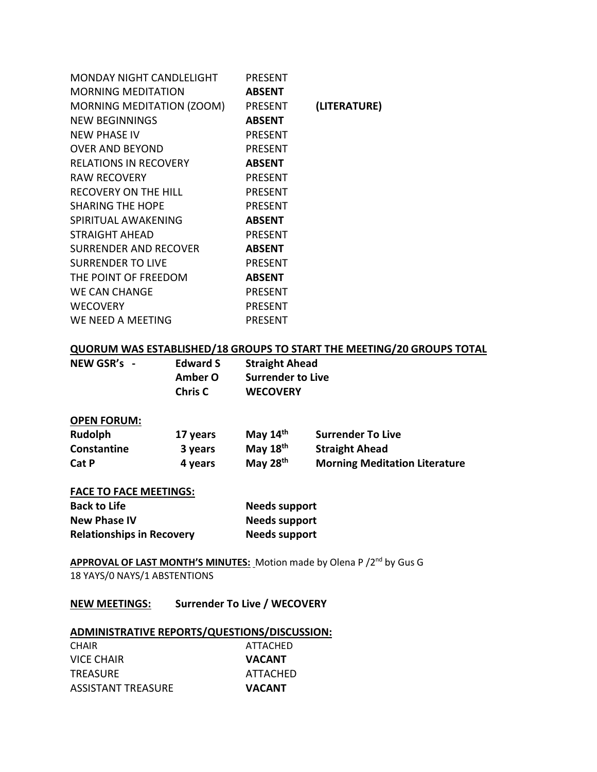| | | |
|---|---|---|
| MONDAY NIGHT CANDLELIGHT | PRESENT | |
| MORNING MEDITATION | **ABSENT** | |
| MORNING MEDITATION (ZOOM) | PRESENT | **(LITERATURE)** |
| NEW BEGINNINGS | **ABSENT** | |
| NEW PHASE IV | PRESENT | |
| OVER AND BEYOND | PRESENT | |
| RELATIONS IN RECOVERY | **ABSENT** | |
| RAW RECOVERY | PRESENT | |
| RECOVERY ON THE HILL | PRESENT | |
| SHARING THE HOPE | PRESENT | |
| SPIRITUAL AWAKENING | **ABSENT** | |
| STRAIGHT AHEAD | PRESENT | |
| SURRENDER AND RECOVER | **ABSENT** | |
| SURRENDER TO LIVE | PRESENT | |
| THE POINT OF FREEDOM | **ABSENT** | |
| WE CAN CHANGE | PRESENT | |
| WECOVERY | PRESENT | |
| WE NEED A MEETING | PRESENT | |

**QUORUM WAS ESTABLISHED/18 GROUPS TO START THE MEETING/20 GROUPS TOTAL**

| **NEW GSR's -** | **Edward S** | **Straight Ahead** |
|---|---|---|
| | **Amber O** | **Surrender to Live** |
| | **Chris C** | **WECOVERY** |

**OPEN FORUM:**

| | | | |
|---|---|---|---|
| **Rudolph** | **17 years** | **May 14th** | **Surrender To Live** |
| **Constantine** | **3 years** | **May 18th** | **Straight Ahead** |
| **Cat P** | **4 years** | **May 28th** | **Morning Meditation Literature** |

**FACE TO FACE MEETINGS:**

| | |
|---|---|
| **Back to Life** | **Needs support** |
| **New Phase IV** | **Needs support** |
| **Relationships in Recovery** | **Needs support** |

**APPROVAL OF LAST MONTH'S MINUTES:** Motion made by Olena P /2nd by Gus G
18 YAYS/0 NAYS/1 ABSTENTIONS

**NEW MEETINGS:** **Surrender To Live / WECOVERY**

**ADMINISTRATIVE REPORTS/QUESTIONS/DISCUSSION:**

| | |
|---|---|
| CHAIR | ATTACHED |
| VICE CHAIR | **VACANT** |
| TREASURE | ATTACHED |
| ASSISTANT TREASURE | **VACANT** |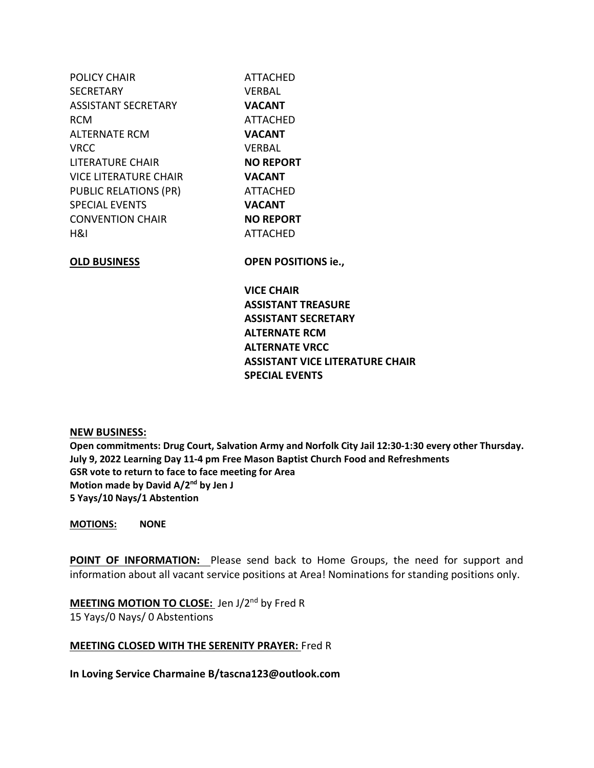| | |
|---|---|
| POLICY CHAIR | ATTACHED |
| SECRETARY | VERBAL |
| ASSISTANT SECRETARY | **VACANT** |
| RCM | ATTACHED |
| ALTERNATE RCM | **VACANT** |
| VRCC | VERBAL |
| LITERATURE CHAIR | **NO REPORT** |
| VICE LITERATURE CHAIR | **VACANT** |
| PUBLIC RELATIONS (PR) | ATTACHED |
| SPECIAL EVENTS | **VACANT** |
| CONVENTION CHAIR | **NO REPORT** |
| H&I | ATTACHED |

**OLD BUSINESS**

**OPEN POSITIONS ie.,**

**VICE CHAIR**
**ASSISTANT TREASURE**
**ASSISTANT SECRETARY**
**ALTERNATE RCM**
**ALTERNATE VRCC**
**ASSISTANT VICE LITERATURE CHAIR**
**SPECIAL EVENTS**

**NEW BUSINESS:**

**Open commitments: Drug Court, Salvation Army and Norfolk City Jail 12:30-1:30 every other Thursday.**
**July 9, 2022 Learning Day 11-4 pm Free Mason Baptist Church Food and Refreshments**
**GSR vote to return to face to face meeting for Area**
**Motion made by David A/2nd by Jen J**
**5 Yays/10 Nays/1 Abstention**

**MOTIONS:** **NONE**

**POINT OF INFORMATION:** Please send back to Home Groups, the need for support and information about all vacant service positions at Area! Nominations for standing positions only.

**MEETING MOTION TO CLOSE:** Jen J/2nd by Fred R
15 Yays/0 Nays/ 0 Abstentions

**MEETING CLOSED WITH THE SERENITY PRAYER:** Fred R

**In Loving Service Charmaine B/tascna123@outlook.com**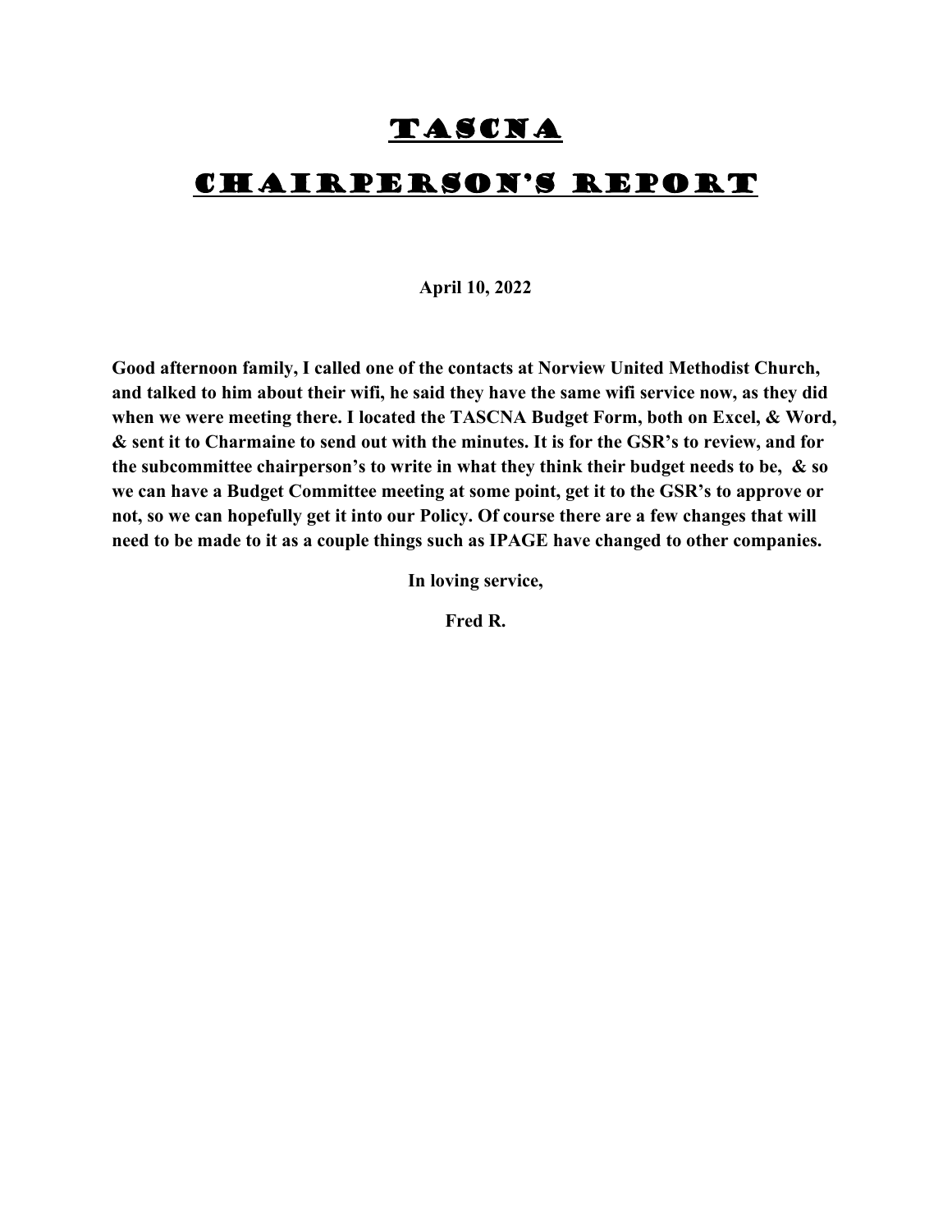# TASCNA

# CHAIRPERSON'S REPORT

**April 10, 2022**

**Good afternoon family, I called one of the contacts at Norview United Methodist Church, and talked to him about their wifi, he said they have the same wifi service now, as they did when we were meeting there. I located the TASCNA Budget Form, both on Excel, & Word, & sent it to Charmaine to send out with the minutes. It is for the GSR's to review, and for the subcommittee chairperson's to write in what they think their budget needs to be, & so we can have a Budget Committee meeting at some point, get it to the GSR's to approve or not, so we can hopefully get it into our Policy. Of course there are a few changes that will need to be made to it as a couple things such as IPAGE have changed to other companies.**

**In loving service,**

**Fred R.**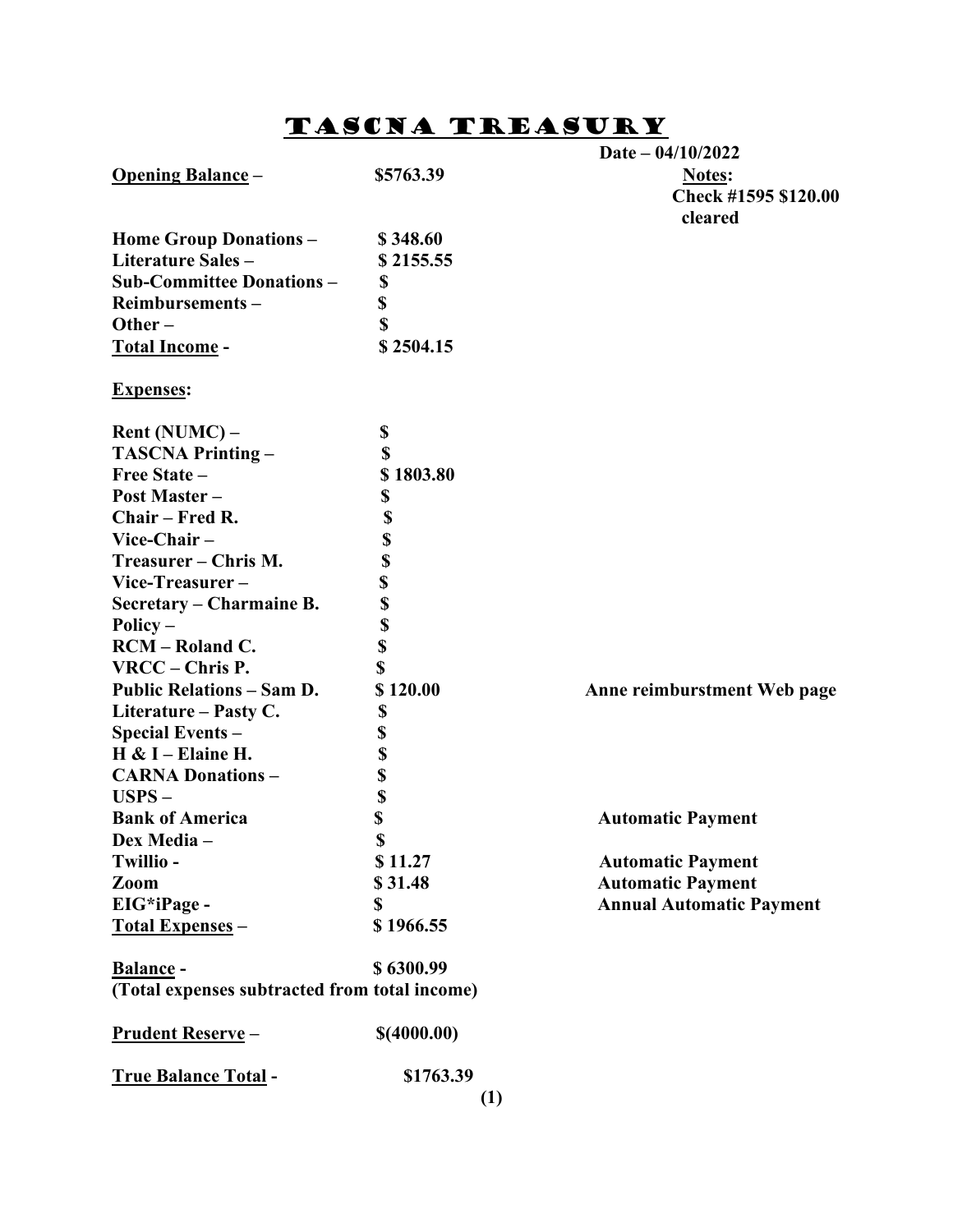# TASCNA TREASURY

Date – 04/10/2022

| | | Notes: |
|---|---|---|
| **Opening Balance** – | **\$5763.39** | **Check #1595 \$120.00 cleared** |
| | | |
| **Home Group Donations** – | **\$ 348.60** | |
| **Literature Sales** – | **\$ 2155.55** | |
| **Sub-Committee Donations** – | **\$** | |
| **Reimbursements** – | **\$** | |
| **Other** – | **\$** | |
| **Total Income** - | **\$ 2504.15** | |

**Expenses:**

| | | |
|---|---|---|
| **Rent (NUMC)** – | **\$** | |
| **TASCNA Printing** – | **\$** | |
| **Free State** – | **\$ 1803.80** | |
| **Post Master** – | **\$** | |
| **Chair – Fred R.** | **\$** | |
| **Vice-Chair** – | **\$** | |
| **Treasurer – Chris M.** | **\$** | |
| **Vice-Treasurer** – | **\$** | |
| **Secretary – Charmaine B.** | **\$** | |
| **Policy** – | **\$** | |
| **RCM – Roland C.** | **\$** | |
| **VRCC – Chris P.** | **\$** | |
| **Public Relations – Sam D.** | **\$ 120.00** | **Anne reimburstment Web page** |
| **Literature – Pasty C.** | **\$** | |
| **Special Events** – | **\$** | |
| **H & I – Elaine H.** | **\$** | |
| **CARNA Donations** – | **\$** | |
| **USPS** – | **\$** | |
| **Bank of America** | **\$** | **Automatic Payment** |
| **Dex Media** – | **\$** | |
| **Twillio** - | **\$ 11.27** | **Automatic Payment** |
| **Zoom** | **\$ 31.48** | **Automatic Payment** |
| **EIG*iPage** - | **\$** | **Annual Automatic Payment** |
| **Total Expenses** – | **\$ 1966.55** | |

**Balance** - **\$ 6300.99**
**(Total expenses subtracted from total income)**

**Prudent Reserve** – **\$(4000.00)**

**True Balance Total** - **\$1763.39**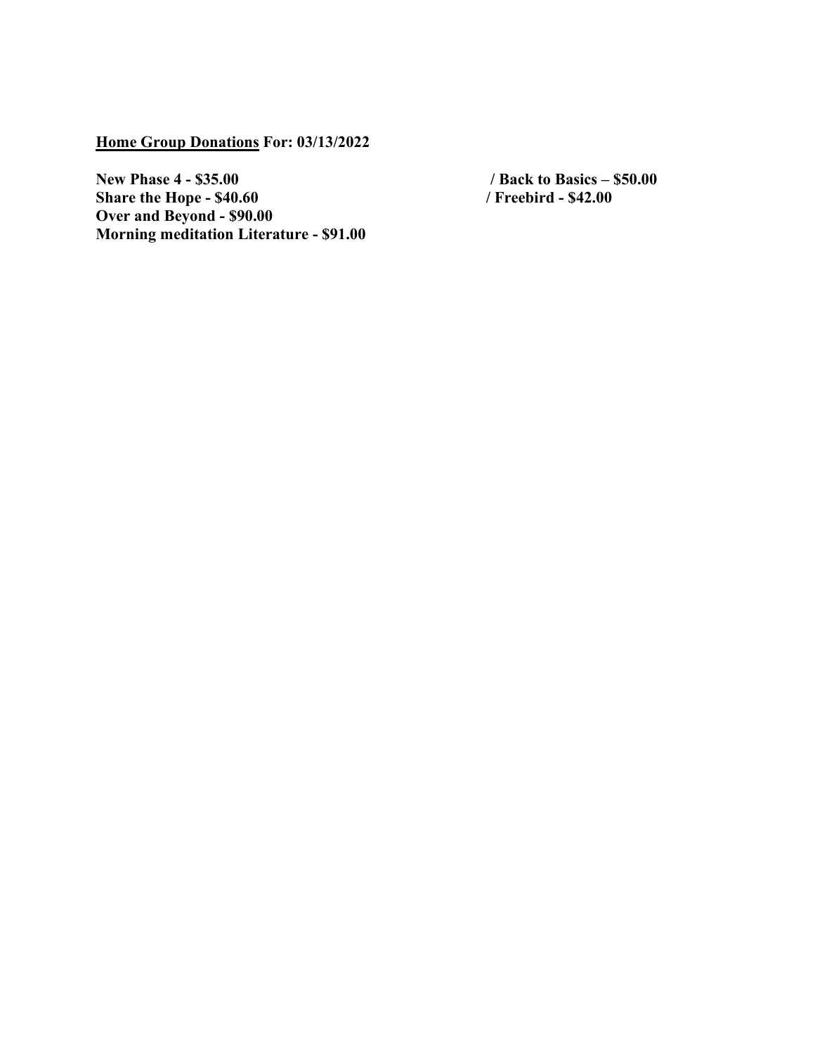**<u>Home Group Donations</u> For: 03/13/2022**

**New Phase 4 - $35.00 / Back to Basics – $50.00**
**Share the Hope - $40.60 / Freebird - $42.00**
**Over and Beyond - $90.00**
**Morning meditation Literature - $91.00**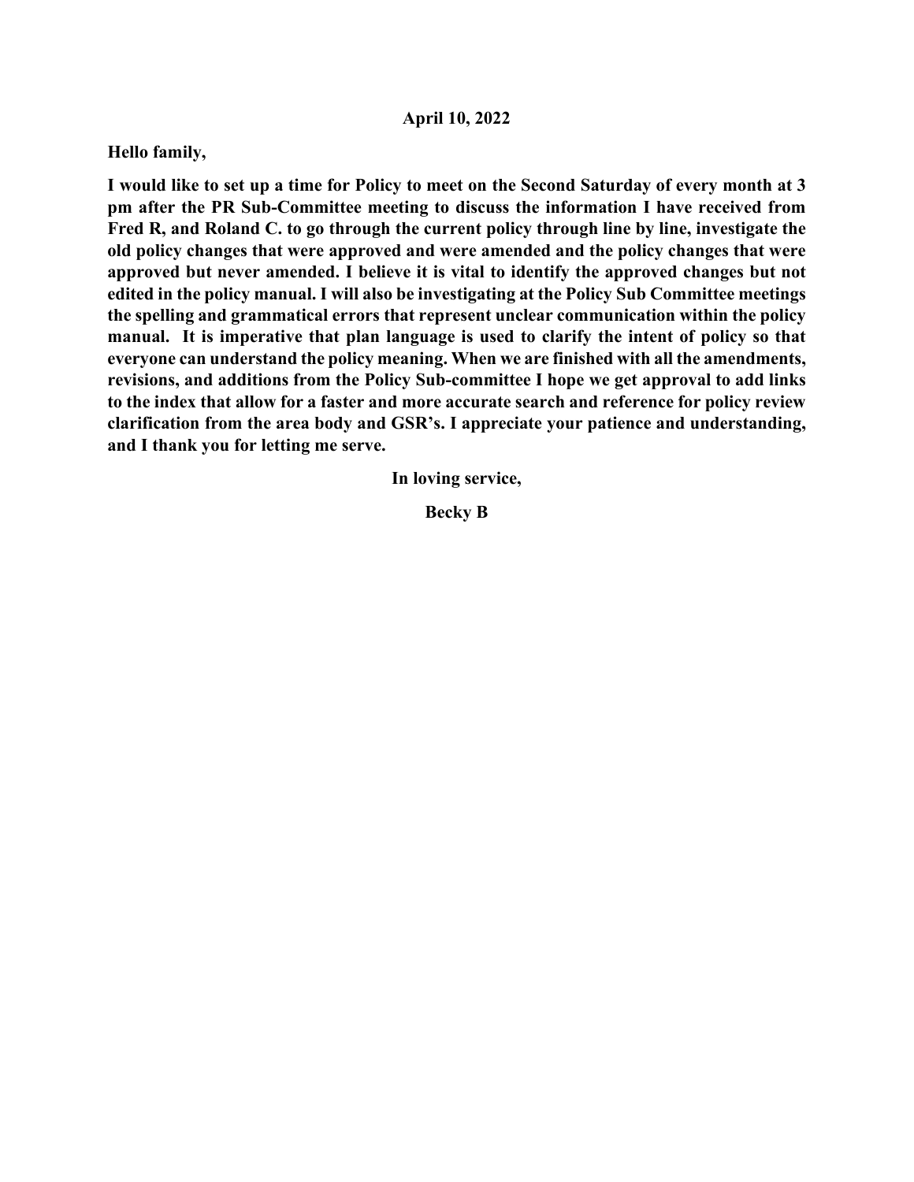**April 10, 2022**

**Hello family,**

**I would like to set up a time for Policy to meet on the Second Saturday of every month at 3 pm after the PR Sub-Committee meeting to discuss the information I have received from Fred R, and Roland C. to go through the current policy through line by line, investigate the old policy changes that were approved and were amended and the policy changes that were approved but never amended. I believe it is vital to identify the approved changes but not edited in the policy manual. I will also be investigating at the Policy Sub Committee meetings the spelling and grammatical errors that represent unclear communication within the policy manual. It is imperative that plan language is used to clarify the intent of policy so that everyone can understand the policy meaning. When we are finished with all the amendments, revisions, and additions from the Policy Sub-committee I hope we get approval to add links to the index that allow for a faster and more accurate search and reference for policy review clarification from the area body and GSR's. I appreciate your patience and understanding, and I thank you for letting me serve.**

**In loving service,**

**Becky B**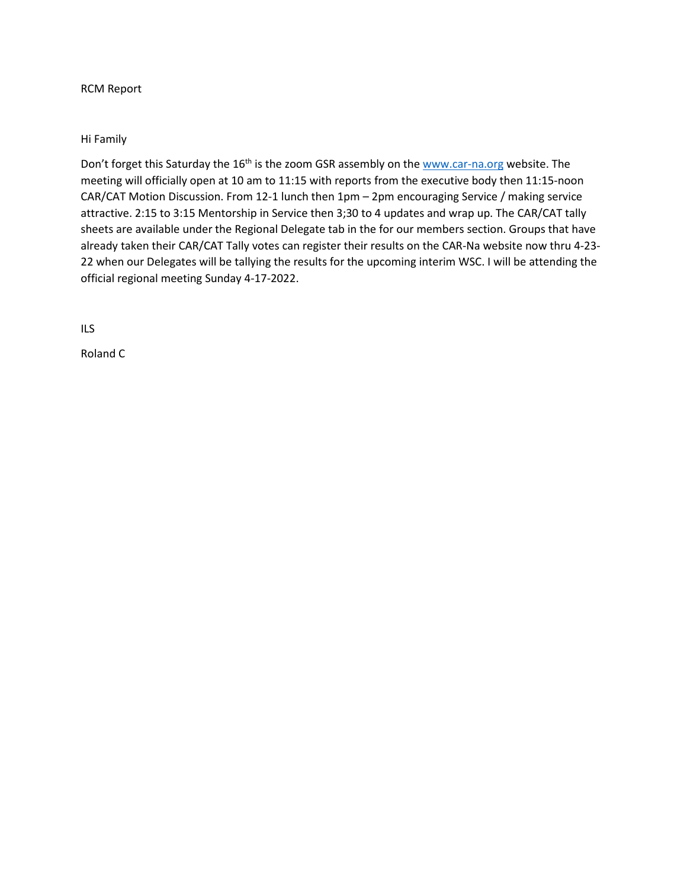RCM Report

Hi Family

Don't forget this Saturday the 16th is the zoom GSR assembly on the www.car-na.org website. The meeting will officially open at 10 am to 11:15 with reports from the executive body then 11:15-noon CAR/CAT Motion Discussion. From 12-1 lunch then 1pm – 2pm encouraging Service / making service attractive. 2:15 to 3:15 Mentorship in Service then 3;30 to 4 updates and wrap up. The CAR/CAT tally sheets are available under the Regional Delegate tab in the for our members section. Groups that have already taken their CAR/CAT Tally votes can register their results on the CAR-Na website now thru 4-23-22 when our Delegates will be tallying the results for the upcoming interim WSC. I will be attending the official regional meeting Sunday 4-17-2022.

ILS

Roland C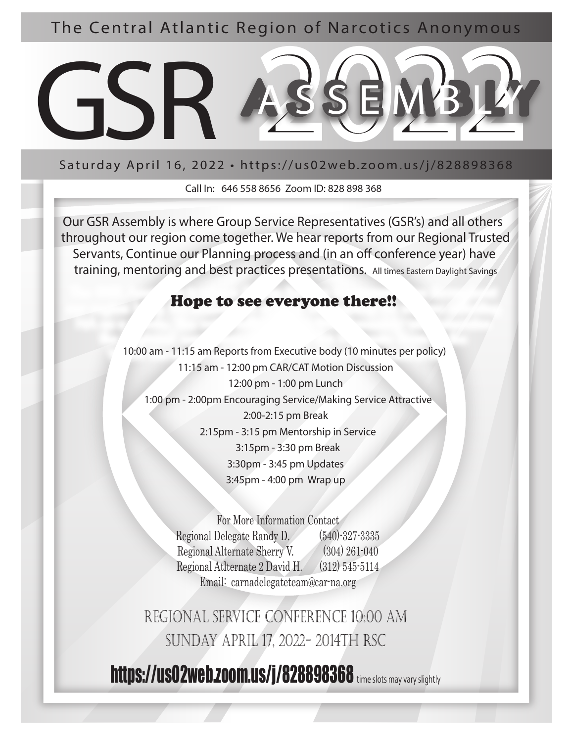The Central Atlantic Region of Narcotics Anonymous

# GSR 2022 ASSEMBLY

Saturday April 16, 2022 • https://us02web.zoom.us/j/828898368

Call In: 646 558 8656 Zoom ID: 828 898 368

Our GSR Assembly is where Group Service Representatives (GSR's) and all others throughout our region come together. We hear reports from our Regional Trusted Servants, Continue our Planning process and (in an off conference year) have training, mentoring and best practices presentations. All times Eastern Daylight Savings

## Hope to see everyone there!!

10:00 am - 11:15 am Reports from Executive body (10 minutes per policy)
11:15 am - 12:00 pm CAR/CAT Motion Discussion
12:00 pm - 1:00 pm Lunch
1:00 pm - 2:00pm Encouraging Service/Making Service Attractive
2:00-2:15 pm Break
2:15pm - 3:15 pm Mentorship in Service
3:15pm - 3:30 pm Break
3:30pm - 3:45 pm Updates
3:45pm - 4:00 pm Wrap up

For More Information Contact
Regional Delegate Randy D. (540)-327-3335
Regional Alternate Sherry V. (304) 261-040
Regional Atlternate 2 David H. (312) 545-5114
Email: carnadelegateteam@car-na.org

REGIONAL SERVICE CONFERENCE 10:00 AM
SUNDAY APRIL 17, 2022- 2014TH RSC

**https://us02web.zoom.us/j/828898368** time slots may vary slightly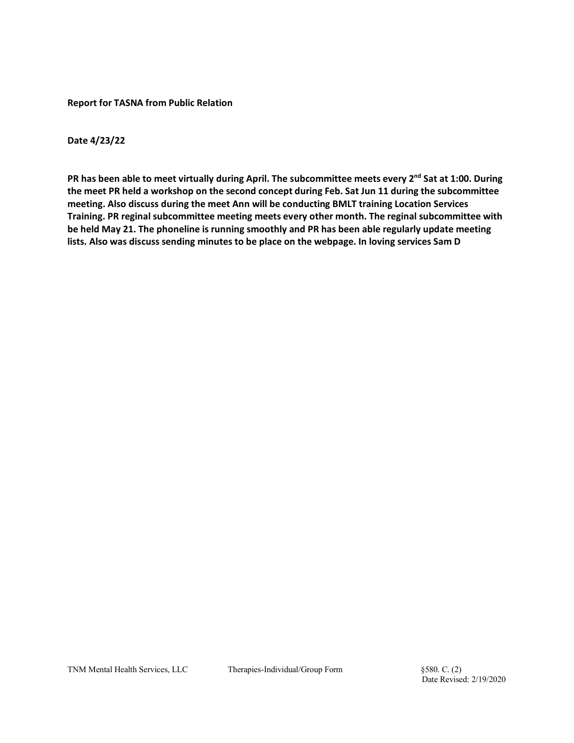**Report for TASNA from Public Relation**

**Date 4/23/22**

**PR has been able to meet virtually during April. The subcommittee meets every 2nd Sat at 1:00. During the meet PR held a workshop on the second concept during Feb. Sat Jun 11 during the subcommittee meeting. Also discuss during the meet Ann will be conducting BMLT training Location Services Training. PR reginal subcommittee meeting meets every other month. The reginal subcommittee with be held May 21. The phoneline is running smoothly and PR has been able regularly update meeting lists. Also was discuss sending minutes to be place on the webpage. In loving services Sam D**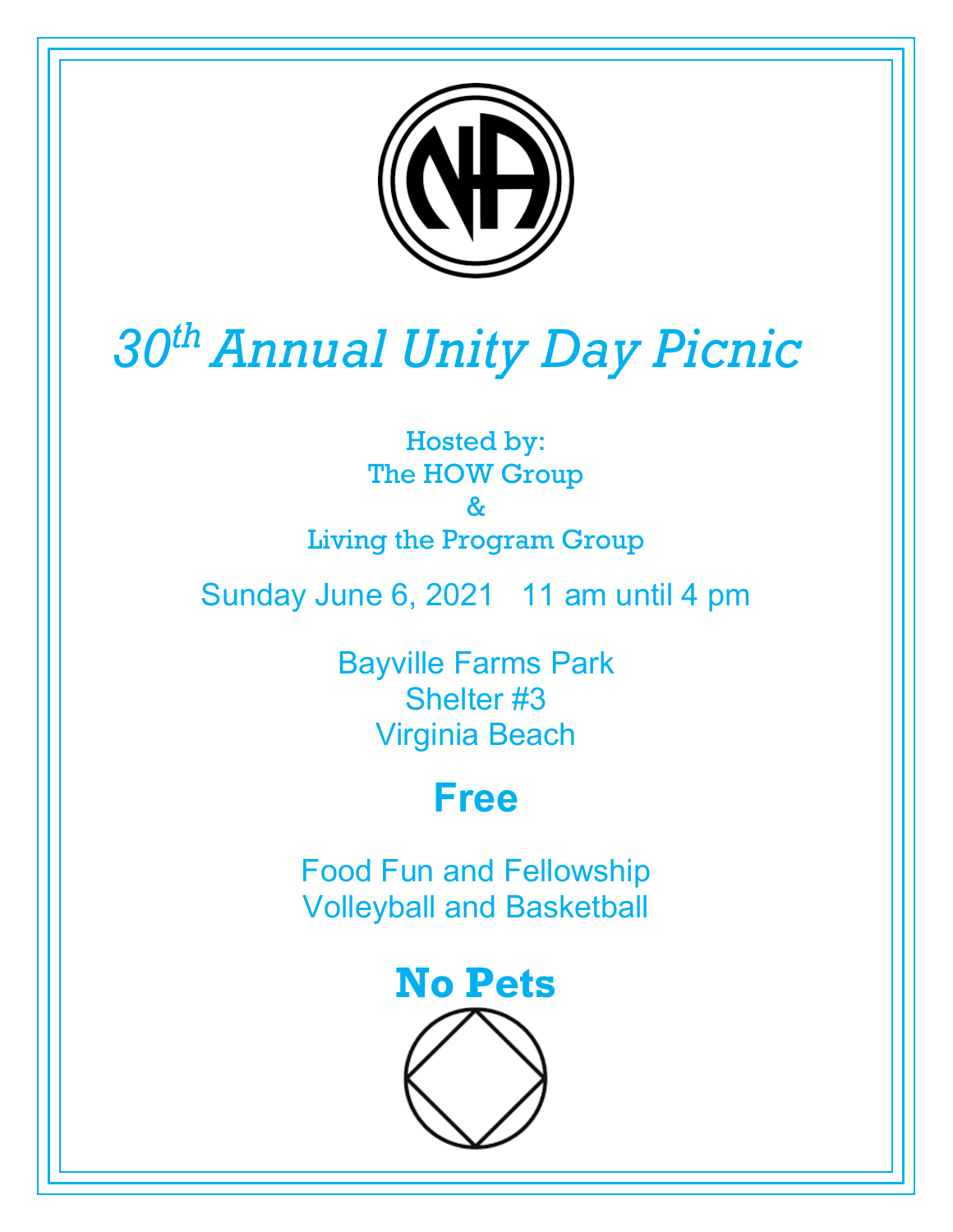# 30th Annual Unity Day Picnic

Hosted by:
The HOW Group
&
Living the Program Group

Sunday June 6, 2021   11 am until 4 pm

Bayville Farms Park
Shelter #3
Virginia Beach

## Free

Food Fun and Fellowship
Volleyball and Basketball

## No Pets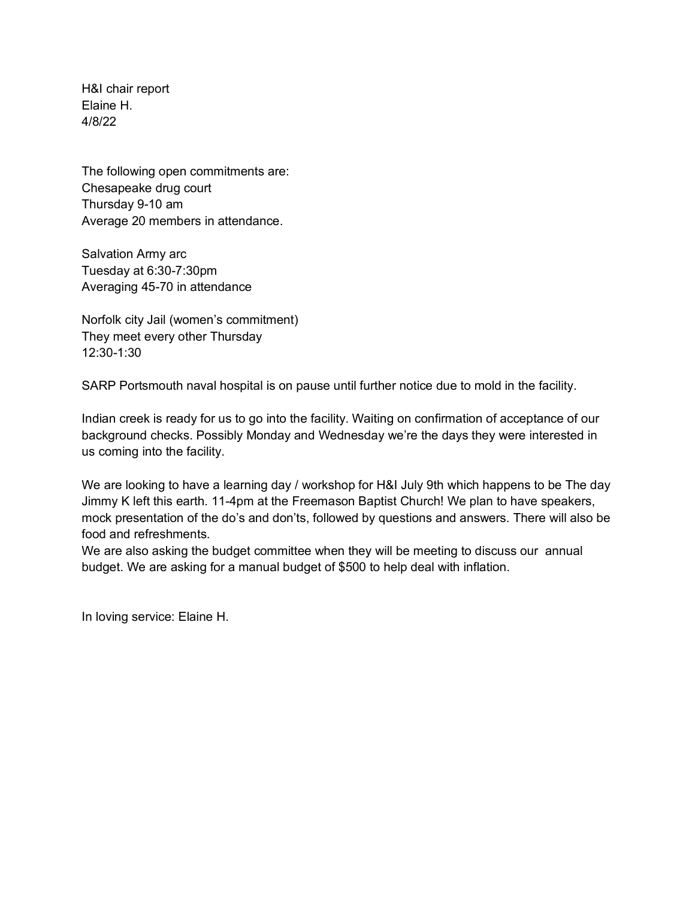H&I chair report
Elaine H.
4/8/22

The following open commitments are:
Chesapeake drug court
Thursday 9-10 am
Average 20 members in attendance.

Salvation Army arc
Tuesday at 6:30-7:30pm
Averaging 45-70 in attendance

Norfolk city Jail (women's commitment)
They meet every other Thursday
12:30-1:30

SARP Portsmouth naval hospital is on pause until further notice due to mold in the facility.

Indian creek is ready for us to go into the facility. Waiting on confirmation of acceptance of our background checks. Possibly Monday and Wednesday we're the days they were interested in us coming into the facility.

We are looking to have a learning day / workshop for H&I July 9th which happens to be The day Jimmy K left this earth. 11-4pm at the Freemason Baptist Church! We plan to have speakers, mock presentation of the do's and don'ts, followed by questions and answers. There will also be food and refreshments.
We are also asking the budget committee when they will be meeting to discuss our annual budget. We are asking for a manual budget of $500 to help deal with inflation.

In loving service: Elaine H.